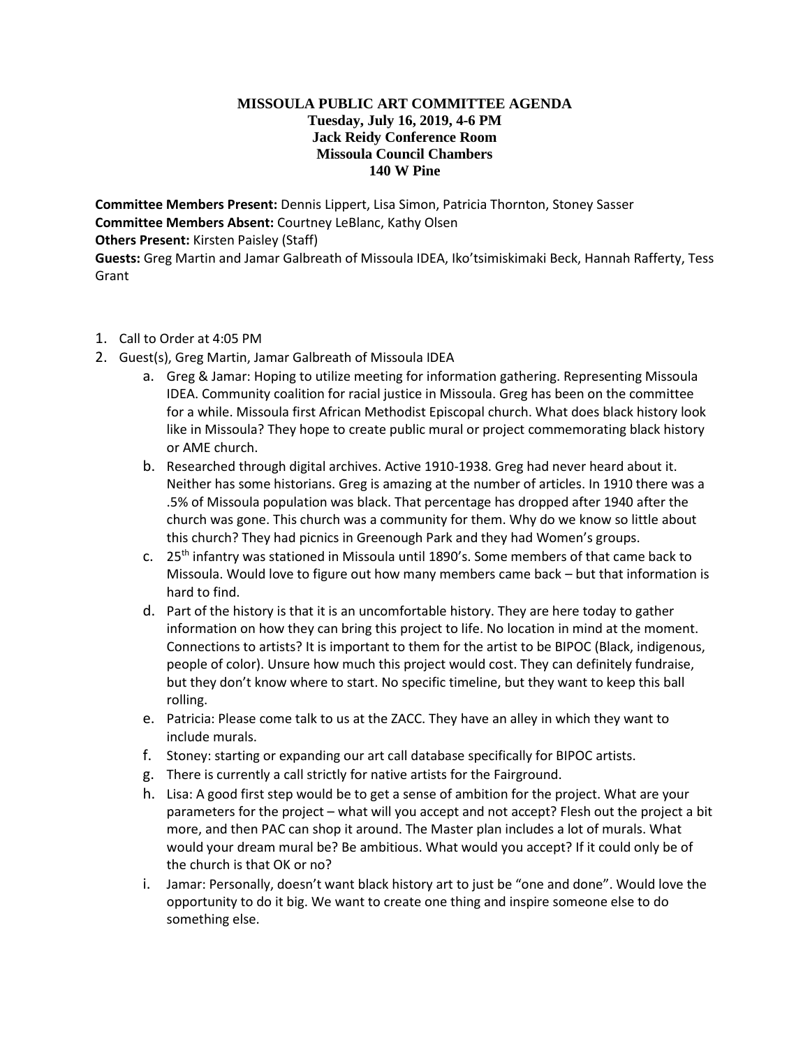**MISSOULA PUBLIC ART COMMITTEE AGENDA**
**Tuesday, July 16, 2019, 4-6 PM**
**Jack Reidy Conference Room**
**Missoula Council Chambers**
**140 W Pine**

**Committee Members Present:** Dennis Lippert, Lisa Simon, Patricia Thornton, Stoney Sasser
**Committee Members Absent:** Courtney LeBlanc, Kathy Olsen
**Others Present:** Kirsten Paisley (Staff)
**Guests:** Greg Martin and Jamar Galbreath of Missoula IDEA, Iko'tsimiskimaki Beck, Hannah Rafferty, Tess Grant

1. Call to Order at 4:05 PM
2. Guest(s), Greg Martin, Jamar Galbreath of Missoula IDEA
   a. Greg & Jamar: Hoping to utilize meeting for information gathering. Representing Missoula IDEA. Community coalition for racial justice in Missoula. Greg has been on the committee for a while. Missoula first African Methodist Episcopal church. What does black history look like in Missoula? They hope to create public mural or project commemorating black history or AME church.
   b. Researched through digital archives. Active 1910-1938. Greg had never heard about it. Neither has some historians. Greg is amazing at the number of articles. In 1910 there was a .5% of Missoula population was black. That percentage has dropped after 1940 after the church was gone. This church was a community for them. Why do we know so little about this church? They had picnics in Greenough Park and they had Women's groups.
   c. 25th infantry was stationed in Missoula until 1890's. Some members of that came back to Missoula. Would love to figure out how many members came back – but that information is hard to find.
   d. Part of the history is that it is an uncomfortable history. They are here today to gather information on how they can bring this project to life. No location in mind at the moment. Connections to artists? It is important to them for the artist to be BIPOC (Black, indigenous, people of color). Unsure how much this project would cost. They can definitely fundraise, but they don't know where to start. No specific timeline, but they want to keep this ball rolling.
   e. Patricia: Please come talk to us at the ZACC. They have an alley in which they want to include murals.
   f. Stoney: starting or expanding our art call database specifically for BIPOC artists.
   g. There is currently a call strictly for native artists for the Fairground.
   h. Lisa: A good first step would be to get a sense of ambition for the project. What are your parameters for the project – what will you accept and not accept? Flesh out the project a bit more, and then PAC can shop it around. The Master plan includes a lot of murals. What would your dream mural be? Be ambitious. What would you accept? If it could only be of the church is that OK or no?
   i. Jamar: Personally, doesn't want black history art to just be "one and done". Would love the opportunity to do it big. We want to create one thing and inspire someone else to do something else.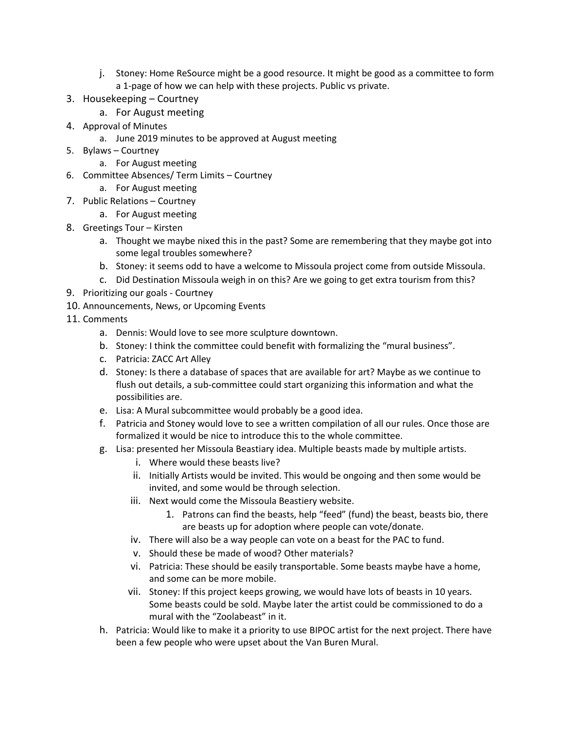j. Stoney: Home ReSource might be a good resource. It might be good as a committee to form a 1-page of how we can help with these projects. Public vs private.

3. Housekeeping – Courtney
   a. For August meeting
4. Approval of Minutes
   a. June 2019 minutes to be approved at August meeting
5. Bylaws – Courtney
   a. For August meeting
6. Committee Absences/ Term Limits – Courtney
   a. For August meeting
7. Public Relations – Courtney
   a. For August meeting
8. Greetings Tour – Kirsten
   a. Thought we maybe nixed this in the past? Some are remembering that they maybe got into some legal troubles somewhere?
   b. Stoney: it seems odd to have a welcome to Missoula project come from outside Missoula.
   c. Did Destination Missoula weigh in on this? Are we going to get extra tourism from this?
9. Prioritizing our goals - Courtney
10. Announcements, News, or Upcoming Events
11. Comments
    a. Dennis: Would love to see more sculpture downtown.
    b. Stoney: I think the committee could benefit with formalizing the "mural business".
    c. Patricia: ZACC Art Alley
    d. Stoney: Is there a database of spaces that are available for art? Maybe as we continue to flush out details, a sub-committee could start organizing this information and what the possibilities are.
    e. Lisa: A Mural subcommittee would probably be a good idea.
    f. Patricia and Stoney would love to see a written compilation of all our rules. Once those are formalized it would be nice to introduce this to the whole committee.
    g. Lisa: presented her Missoula Beastiary idea. Multiple beasts made by multiple artists.
       i. Where would these beasts live?
       ii. Initially Artists would be invited. This would be ongoing and then some would be invited, and some would be through selection.
       iii. Next would come the Missoula Beastiery website.
          1. Patrons can find the beasts, help "feed" (fund) the beast, beasts bio, there are beasts up for adoption where people can vote/donate.
       iv. There will also be a way people can vote on a beast for the PAC to fund.
       v. Should these be made of wood? Other materials?
       vi. Patricia: These should be easily transportable. Some beasts maybe have a home, and some can be more mobile.
       vii. Stoney: If this project keeps growing, we would have lots of beasts in 10 years. Some beasts could be sold. Maybe later the artist could be commissioned to do a mural with the "Zoolabeast" in it.
    h. Patricia: Would like to make it a priority to use BIPOC artist for the next project. There have been a few people who were upset about the Van Buren Mural.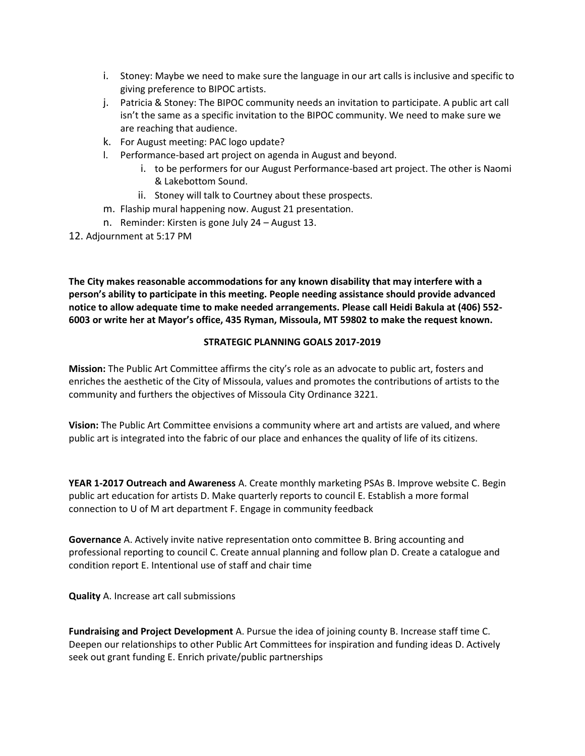i. Stoney: Maybe we need to make sure the language in our art calls is inclusive and specific to giving preference to BIPOC artists.
   j. Patricia & Stoney: The BIPOC community needs an invitation to participate. A public art call isn't the same as a specific invitation to the BIPOC community. We need to make sure we are reaching that audience.
   k. For August meeting: PAC logo update?
   l. Performance-based art project on agenda in August and beyond.
      i. to be performers for our August Performance-based art project. The other is Naomi & Lakebottom Sound.
      ii. Stoney will talk to Courtney about these prospects.
   m. Flaship mural happening now. August 21 presentation.
   n. Reminder: Kirsten is gone July 24 – August 13.

12. Adjournment at 5:17 PM

**The City makes reasonable accommodations for any known disability that may interfere with a person's ability to participate in this meeting. People needing assistance should provide advanced notice to allow adequate time to make needed arrangements. Please call Heidi Bakula at (406) 552-6003 or write her at Mayor's office, 435 Ryman, Missoula, MT 59802 to make the request known.**

**STRATEGIC PLANNING GOALS 2017-2019**

**Mission:** The Public Art Committee affirms the city's role as an advocate to public art, fosters and enriches the aesthetic of the City of Missoula, values and promotes the contributions of artists to the community and furthers the objectives of Missoula City Ordinance 3221.

**Vision:** The Public Art Committee envisions a community where art and artists are valued, and where public art is integrated into the fabric of our place and enhances the quality of life of its citizens.

**YEAR 1-2017 Outreach and Awareness** A. Create monthly marketing PSAs B. Improve website C. Begin public art education for artists D. Make quarterly reports to council E. Establish a more formal connection to U of M art department F. Engage in community feedback

**Governance** A. Actively invite native representation onto committee B. Bring accounting and professional reporting to council C. Create annual planning and follow plan D. Create a catalogue and condition report E. Intentional use of staff and chair time

**Quality** A. Increase art call submissions

**Fundraising and Project Development** A. Pursue the idea of joining county B. Increase staff time C. Deepen our relationships to other Public Art Committees for inspiration and funding ideas D. Actively seek out grant funding E. Enrich private/public partnerships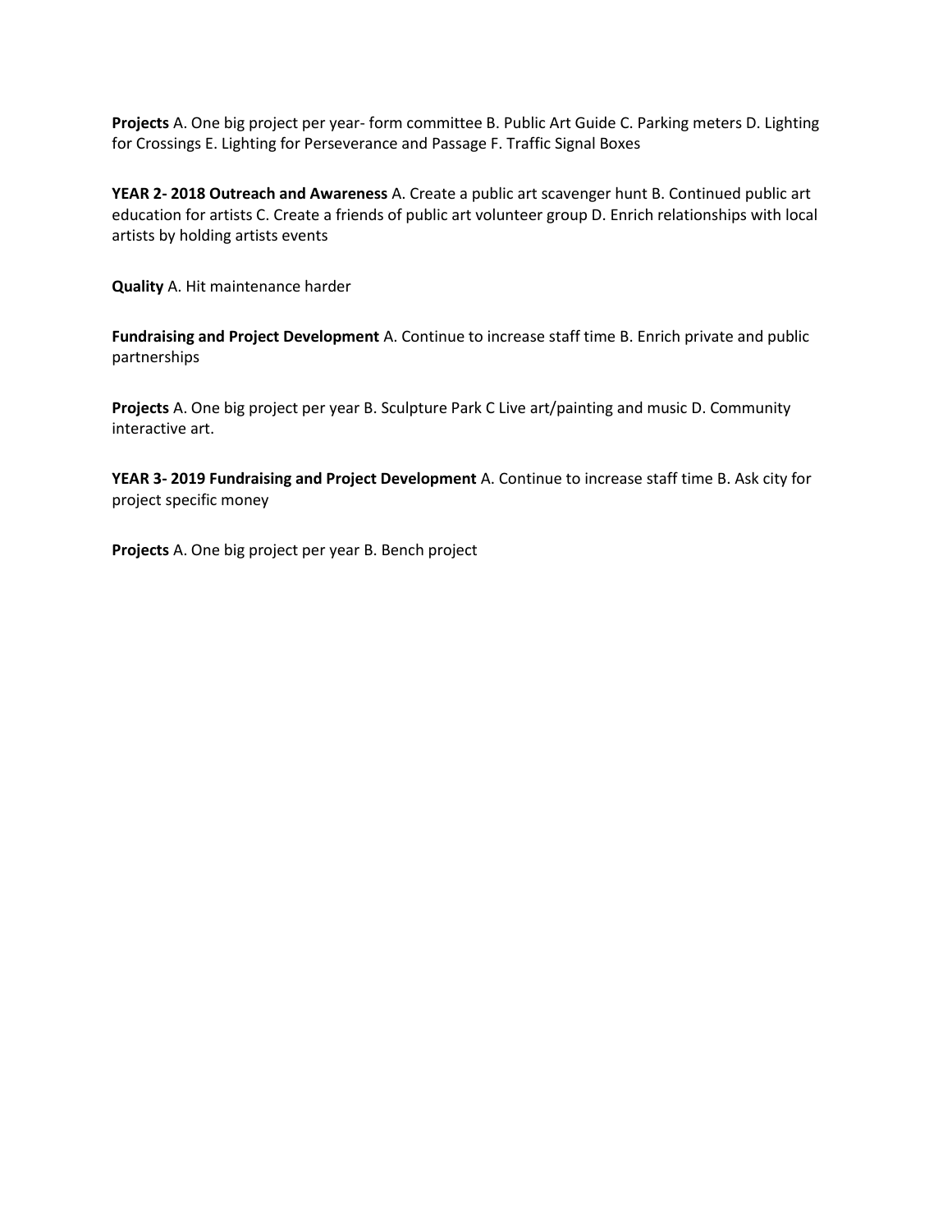**Projects** A. One big project per year- form committee B. Public Art Guide C. Parking meters D. Lighting for Crossings E. Lighting for Perseverance and Passage F. Traffic Signal Boxes

**YEAR 2- 2018 Outreach and Awareness** A. Create a public art scavenger hunt B. Continued public art education for artists C. Create a friends of public art volunteer group D. Enrich relationships with local artists by holding artists events

**Quality** A. Hit maintenance harder

**Fundraising and Project Development** A. Continue to increase staff time B. Enrich private and public partnerships

**Projects** A. One big project per year B. Sculpture Park C Live art/painting and music D. Community interactive art.

**YEAR 3- 2019 Fundraising and Project Development** A. Continue to increase staff time B. Ask city for project specific money

**Projects** A. One big project per year B. Bench project